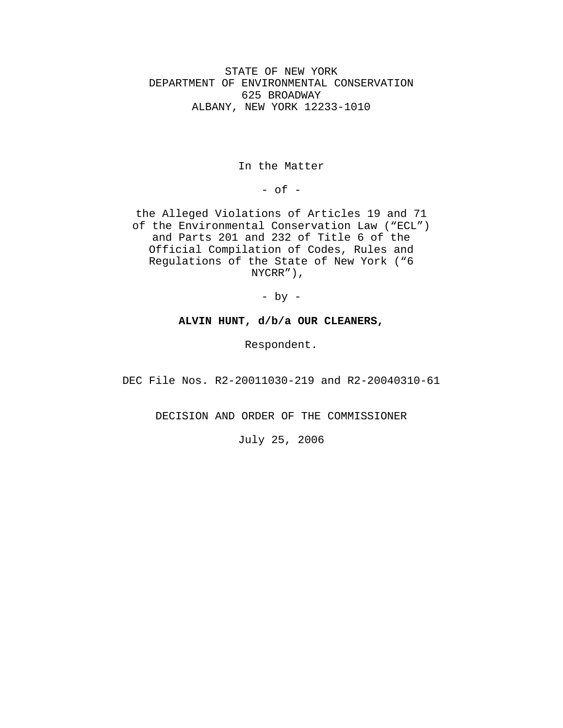STATE OF NEW YORK
DEPARTMENT OF ENVIRONMENTAL CONSERVATION
625 BROADWAY
ALBANY, NEW YORK 12233-1010

In the Matter

- of -

the Alleged Violations of Articles 19 and 71 of the Environmental Conservation Law ("ECL") and Parts 201 and 232 of Title 6 of the Official Compilation of Codes, Rules and Regulations of the State of New York ("6 NYCRR"),

- by -

**ALVIN HUNT, d/b/a OUR CLEANERS,**

Respondent.

DEC File Nos. R2-20011030-219 and R2-20040310-61

DECISION AND ORDER OF THE COMMISSIONER

July 25, 2006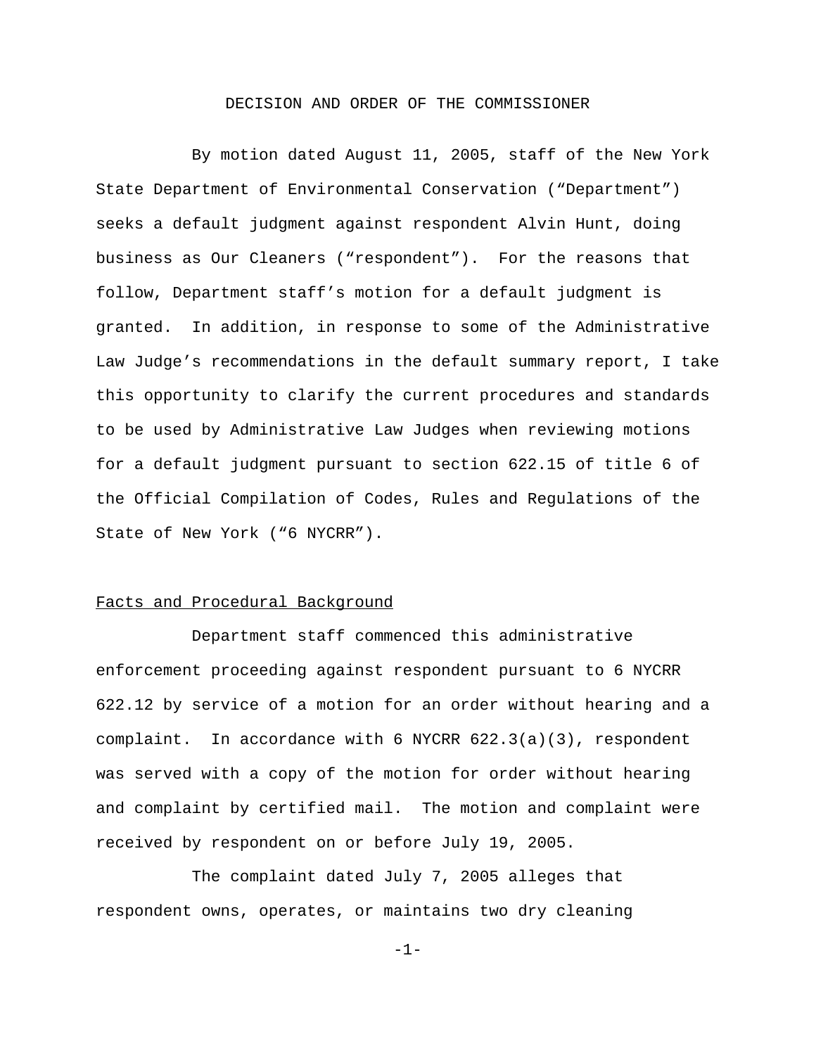# DECISION AND ORDER OF THE COMMISSIONER

By motion dated August 11, 2005, staff of the New York State Department of Environmental Conservation ("Department") seeks a default judgment against respondent Alvin Hunt, doing business as Our Cleaners ("respondent"). For the reasons that follow, Department staff's motion for a default judgment is granted. In addition, in response to some of the Administrative Law Judge's recommendations in the default summary report, I take this opportunity to clarify the current procedures and standards to be used by Administrative Law Judges when reviewing motions for a default judgment pursuant to section 622.15 of title 6 of the Official Compilation of Codes, Rules and Regulations of the State of New York ("6 NYCRR").

## Facts and Procedural Background

Department staff commenced this administrative enforcement proceeding against respondent pursuant to 6 NYCRR 622.12 by service of a motion for an order without hearing and a complaint. In accordance with 6 NYCRR 622.3(a)(3), respondent was served with a copy of the motion for order without hearing and complaint by certified mail. The motion and complaint were received by respondent on or before July 19, 2005.

The complaint dated July 7, 2005 alleges that respondent owns, operates, or maintains two dry cleaning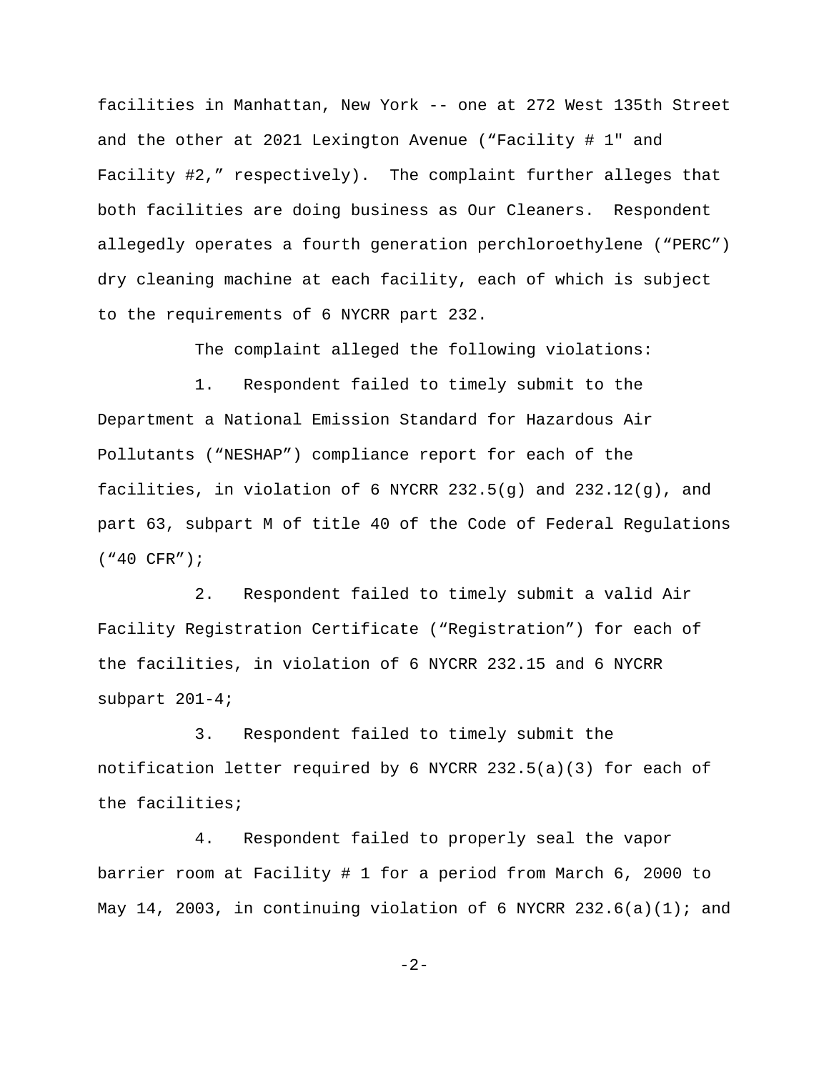facilities in Manhattan, New York -- one at 272 West 135th Street and the other at 2021 Lexington Avenue ("Facility # 1" and Facility #2," respectively). The complaint further alleges that both facilities are doing business as Our Cleaners. Respondent allegedly operates a fourth generation perchloroethylene ("PERC") dry cleaning machine at each facility, each of which is subject to the requirements of 6 NYCRR part 232.

The complaint alleged the following violations:

1. Respondent failed to timely submit to the Department a National Emission Standard for Hazardous Air Pollutants ("NESHAP") compliance report for each of the facilities, in violation of 6 NYCRR 232.5(g) and 232.12(g), and part 63, subpart M of title 40 of the Code of Federal Regulations ("40 CFR");

2. Respondent failed to timely submit a valid Air Facility Registration Certificate ("Registration") for each of the facilities, in violation of 6 NYCRR 232.15 and 6 NYCRR subpart 201-4;

3. Respondent failed to timely submit the notification letter required by 6 NYCRR 232.5(a)(3) for each of the facilities;

4. Respondent failed to properly seal the vapor barrier room at Facility # 1 for a period from March 6, 2000 to May 14, 2003, in continuing violation of 6 NYCRR 232.6(a)(1); and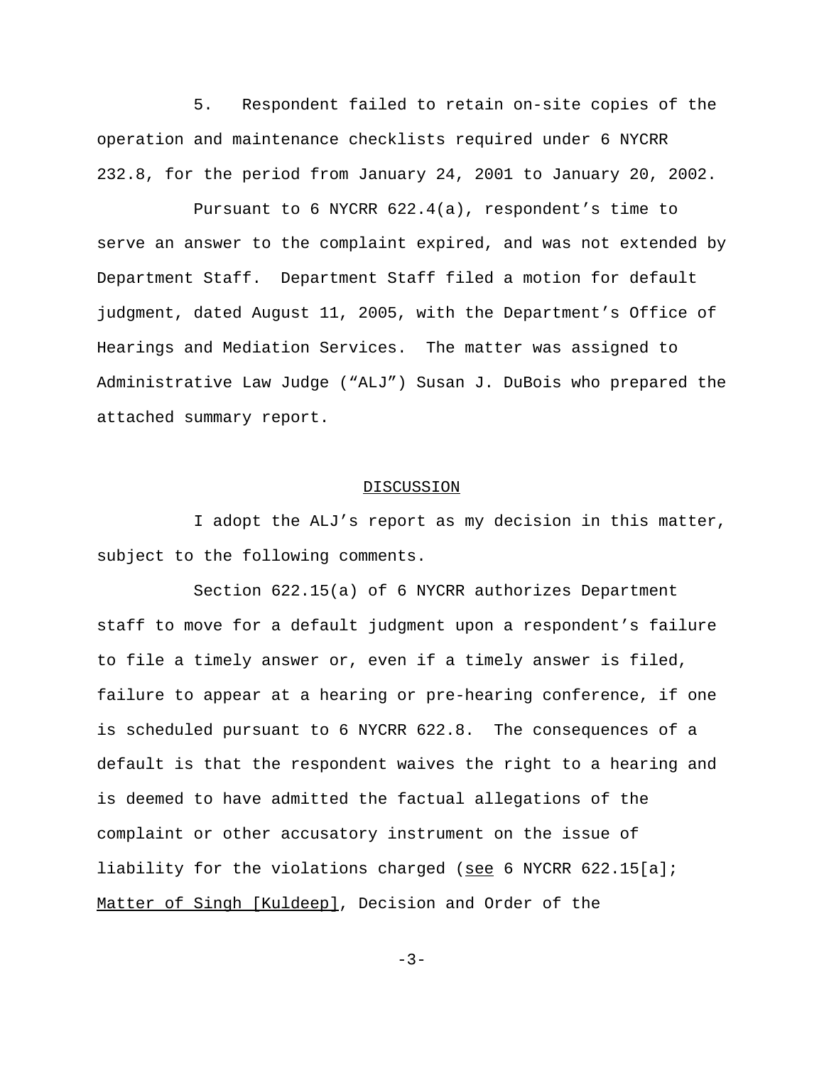5. Respondent failed to retain on-site copies of the operation and maintenance checklists required under 6 NYCRR 232.8, for the period from January 24, 2001 to January 20, 2002.

Pursuant to 6 NYCRR 622.4(a), respondent's time to serve an answer to the complaint expired, and was not extended by Department Staff. Department Staff filed a motion for default judgment, dated August 11, 2005, with the Department's Office of Hearings and Mediation Services. The matter was assigned to Administrative Law Judge ("ALJ") Susan J. DuBois who prepared the attached summary report.

## DISCUSSION

I adopt the ALJ's report as my decision in this matter, subject to the following comments.

Section 622.15(a) of 6 NYCRR authorizes Department staff to move for a default judgment upon a respondent's failure to file a timely answer or, even if a timely answer is filed, failure to appear at a hearing or pre-hearing conference, if one is scheduled pursuant to 6 NYCRR 622.8. The consequences of a default is that the respondent waives the right to a hearing and is deemed to have admitted the factual allegations of the complaint or other accusatory instrument on the issue of liability for the violations charged (see 6 NYCRR 622.15[a]; Matter of Singh [Kuldeep], Decision and Order of the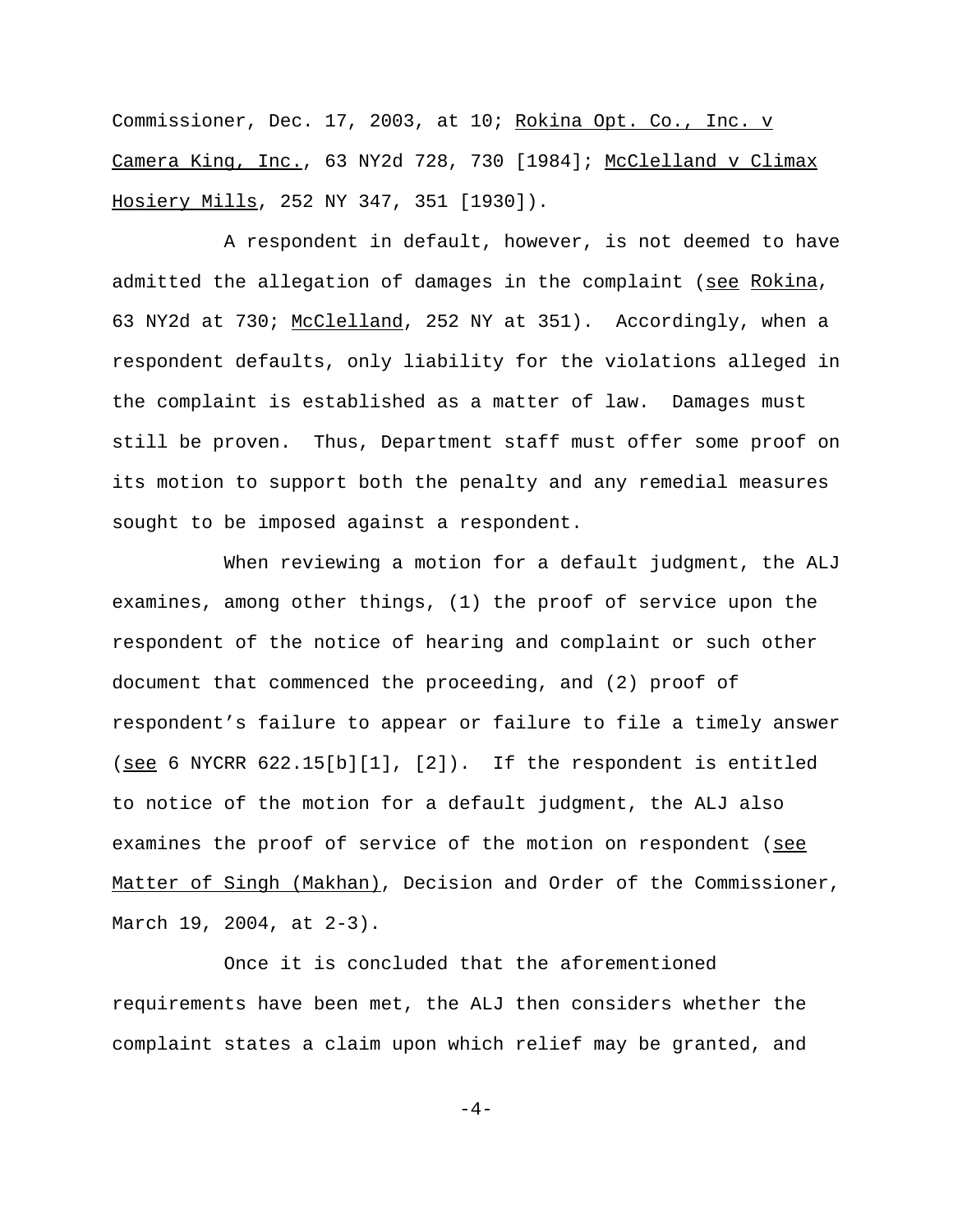Commissioner, Dec. 17, 2003, at 10; Rokina Opt. Co., Inc. v Camera King, Inc., 63 NY2d 728, 730 [1984]; McClelland v Climax Hosiery Mills, 252 NY 347, 351 [1930]).

A respondent in default, however, is not deemed to have admitted the allegation of damages in the complaint (see Rokina, 63 NY2d at 730; McClelland, 252 NY at 351). Accordingly, when a respondent defaults, only liability for the violations alleged in the complaint is established as a matter of law. Damages must still be proven. Thus, Department staff must offer some proof on its motion to support both the penalty and any remedial measures sought to be imposed against a respondent.

When reviewing a motion for a default judgment, the ALJ examines, among other things, (1) the proof of service upon the respondent of the notice of hearing and complaint or such other document that commenced the proceeding, and (2) proof of respondent's failure to appear or failure to file a timely answer (see 6 NYCRR 622.15[b][1], [2]). If the respondent is entitled to notice of the motion for a default judgment, the ALJ also examines the proof of service of the motion on respondent (see Matter of Singh (Makhan), Decision and Order of the Commissioner, March 19, 2004, at 2-3).

Once it is concluded that the aforementioned requirements have been met, the ALJ then considers whether the complaint states a claim upon which relief may be granted, and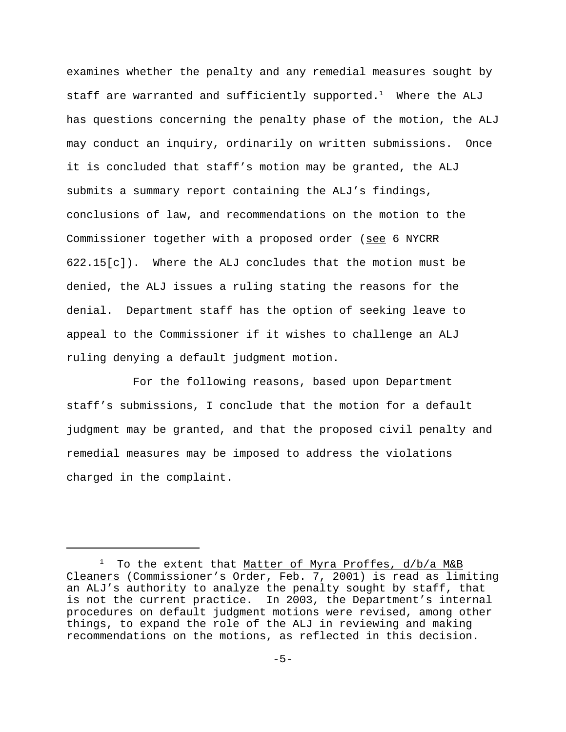examines whether the penalty and any remedial measures sought by staff are warranted and sufficiently supported.[1] Where the ALJ has questions concerning the penalty phase of the motion, the ALJ may conduct an inquiry, ordinarily on written submissions. Once it is concluded that staff's motion may be granted, the ALJ submits a summary report containing the ALJ's findings, conclusions of law, and recommendations on the motion to the Commissioner together with a proposed order (see 6 NYCRR 622.15[c]). Where the ALJ concludes that the motion must be denied, the ALJ issues a ruling stating the reasons for the denial. Department staff has the option of seeking leave to appeal to the Commissioner if it wishes to challenge an ALJ ruling denying a default judgment motion.

For the following reasons, based upon Department staff's submissions, I conclude that the motion for a default judgment may be granted, and that the proposed civil penalty and remedial measures may be imposed to address the violations charged in the complaint.

---

[1] To the extent that Matter of Myra Proffes, d/b/a M&B Cleaners (Commissioner's Order, Feb. 7, 2001) is read as limiting an ALJ's authority to analyze the penalty sought by staff, that is not the current practice. In 2003, the Department's internal procedures on default judgment motions were revised, among other things, to expand the role of the ALJ in reviewing and making recommendations on the motions, as reflected in this decision.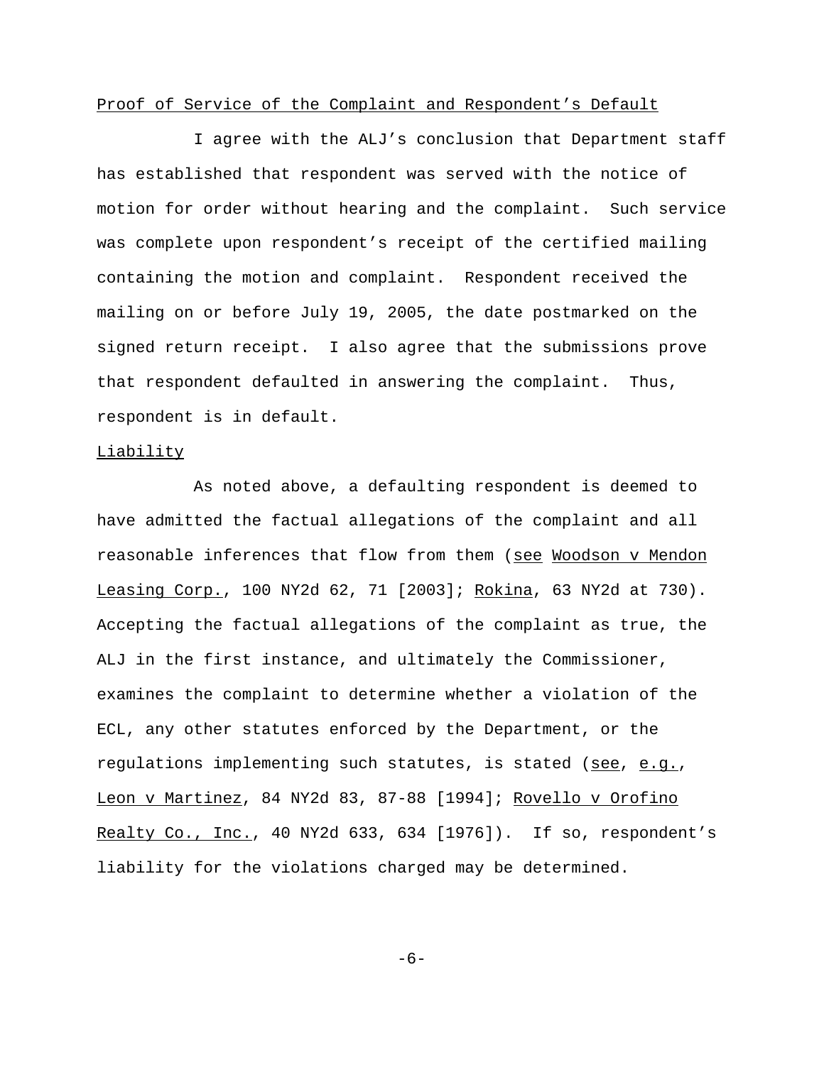Proof of Service of the Complaint and Respondent's Default

I agree with the ALJ's conclusion that Department staff has established that respondent was served with the notice of motion for order without hearing and the complaint. Such service was complete upon respondent's receipt of the certified mailing containing the motion and complaint. Respondent received the mailing on or before July 19, 2005, the date postmarked on the signed return receipt. I also agree that the submissions prove that respondent defaulted in answering the complaint. Thus, respondent is in default.

Liability

As noted above, a defaulting respondent is deemed to have admitted the factual allegations of the complaint and all reasonable inferences that flow from them (see Woodson v Mendon Leasing Corp., 100 NY2d 62, 71 [2003]; Rokina, 63 NY2d at 730). Accepting the factual allegations of the complaint as true, the ALJ in the first instance, and ultimately the Commissioner, examines the complaint to determine whether a violation of the ECL, any other statutes enforced by the Department, or the regulations implementing such statutes, is stated (see, e.g., Leon v Martinez, 84 NY2d 83, 87-88 [1994]; Rovello v Orofino Realty Co., Inc., 40 NY2d 633, 634 [1976]). If so, respondent's liability for the violations charged may be determined.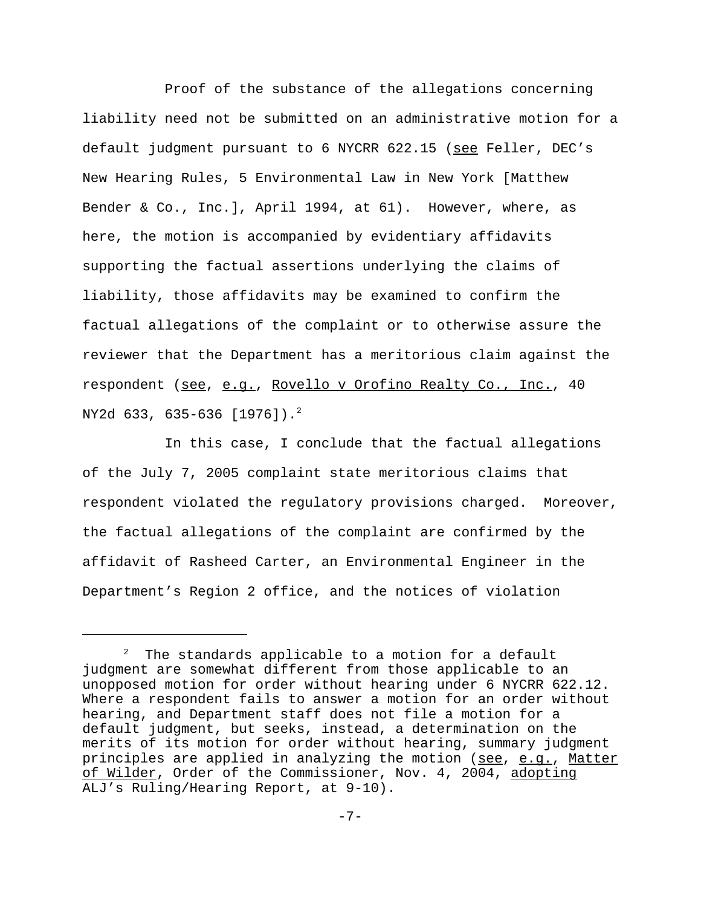Proof of the substance of the allegations concerning liability need not be submitted on an administrative motion for a default judgment pursuant to 6 NYCRR 622.15 (see Feller, DEC's New Hearing Rules, 5 Environmental Law in New York [Matthew Bender & Co., Inc.], April 1994, at 61). However, where, as here, the motion is accompanied by evidentiary affidavits supporting the factual assertions underlying the claims of liability, those affidavits may be examined to confirm the factual allegations of the complaint or to otherwise assure the reviewer that the Department has a meritorious claim against the respondent (see, e.g., Rovello v Orofino Realty Co., Inc., 40 NY2d 633, 635-636 [1976]).[2]

In this case, I conclude that the factual allegations of the July 7, 2005 complaint state meritorious claims that respondent violated the regulatory provisions charged. Moreover, the factual allegations of the complaint are confirmed by the affidavit of Rasheed Carter, an Environmental Engineer in the Department's Region 2 office, and the notices of violation

---

[2] The standards applicable to a motion for a default judgment are somewhat different from those applicable to an unopposed motion for order without hearing under 6 NYCRR 622.12. Where a respondent fails to answer a motion for an order without hearing, and Department staff does not file a motion for a default judgment, but seeks, instead, a determination on the merits of its motion for order without hearing, summary judgment principles are applied in analyzing the motion (see, e.g., Matter of Wilder, Order of the Commissioner, Nov. 4, 2004, adopting ALJ's Ruling/Hearing Report, at 9-10).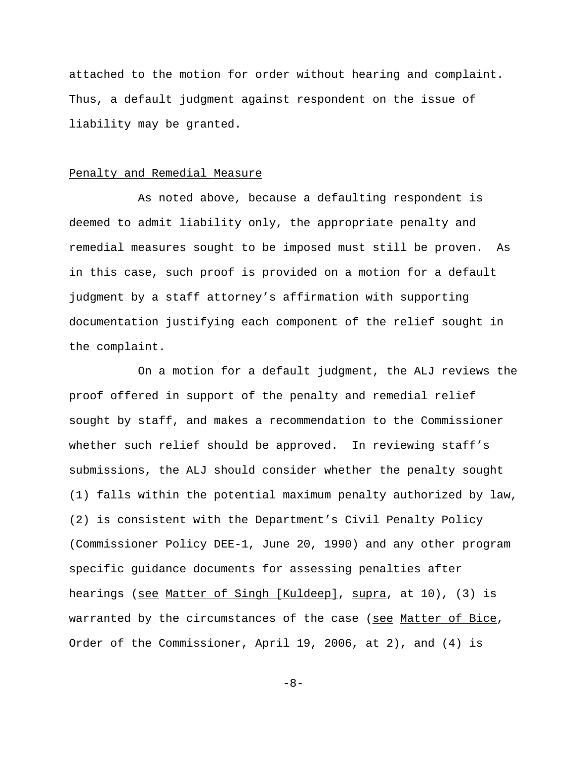attached to the motion for order without hearing and complaint. Thus, a default judgment against respondent on the issue of liability may be granted.

Penalty and Remedial Measure

As noted above, because a defaulting respondent is deemed to admit liability only, the appropriate penalty and remedial measures sought to be imposed must still be proven. As in this case, such proof is provided on a motion for a default judgment by a staff attorney's affirmation with supporting documentation justifying each component of the relief sought in the complaint.

On a motion for a default judgment, the ALJ reviews the proof offered in support of the penalty and remedial relief sought by staff, and makes a recommendation to the Commissioner whether such relief should be approved. In reviewing staff's submissions, the ALJ should consider whether the penalty sought (1) falls within the potential maximum penalty authorized by law, (2) is consistent with the Department's Civil Penalty Policy (Commissioner Policy DEE-1, June 20, 1990) and any other program specific guidance documents for assessing penalties after hearings (see Matter of Singh [Kuldeep], supra, at 10), (3) is warranted by the circumstances of the case (see Matter of Bice, Order of the Commissioner, April 19, 2006, at 2), and (4) is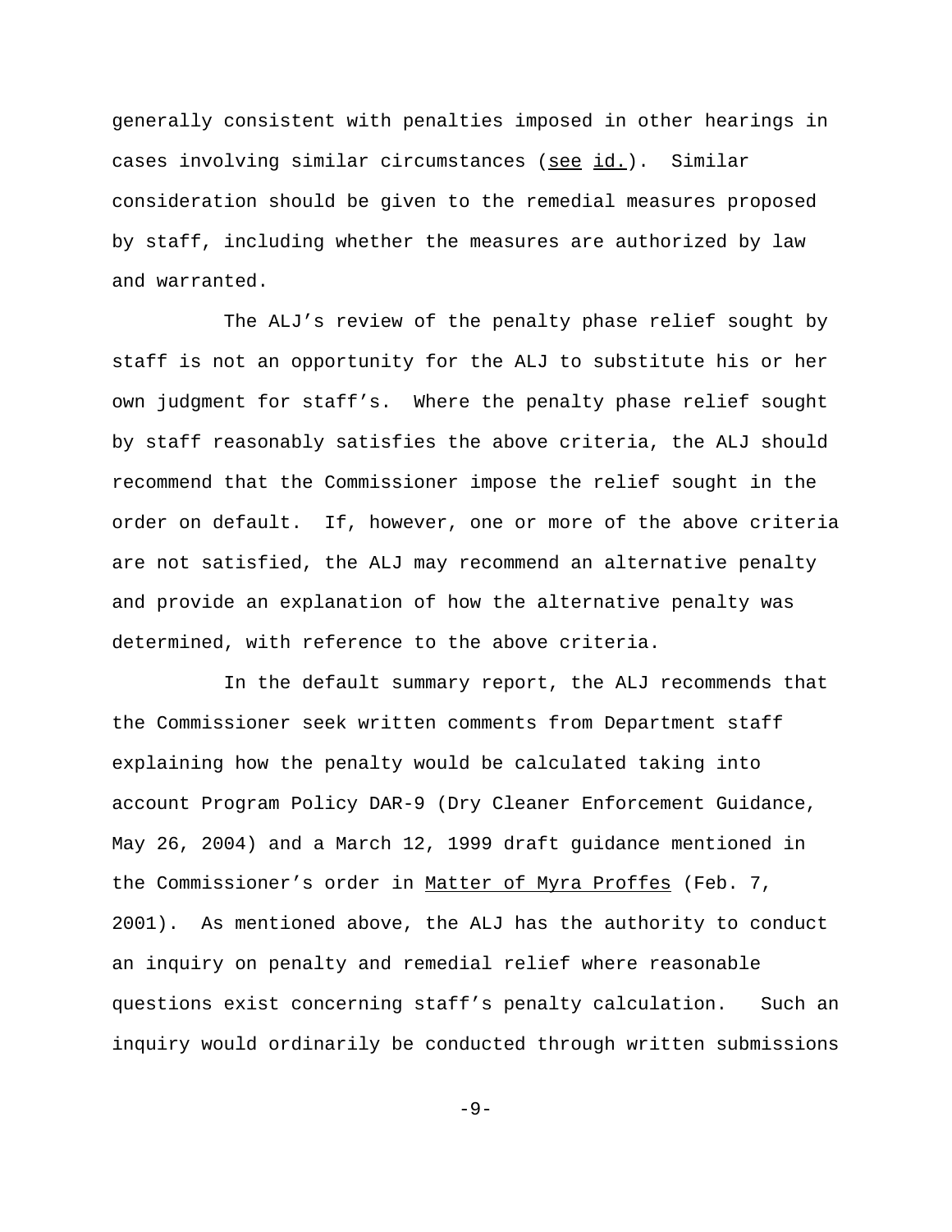generally consistent with penalties imposed in other hearings in cases involving similar circumstances (see id.). Similar consideration should be given to the remedial measures proposed by staff, including whether the measures are authorized by law and warranted.

The ALJ's review of the penalty phase relief sought by staff is not an opportunity for the ALJ to substitute his or her own judgment for staff's. Where the penalty phase relief sought by staff reasonably satisfies the above criteria, the ALJ should recommend that the Commissioner impose the relief sought in the order on default. If, however, one or more of the above criteria are not satisfied, the ALJ may recommend an alternative penalty and provide an explanation of how the alternative penalty was determined, with reference to the above criteria.

In the default summary report, the ALJ recommends that the Commissioner seek written comments from Department staff explaining how the penalty would be calculated taking into account Program Policy DAR-9 (Dry Cleaner Enforcement Guidance, May 26, 2004) and a March 12, 1999 draft guidance mentioned in the Commissioner's order in Matter of Myra Proffes (Feb. 7, 2001). As mentioned above, the ALJ has the authority to conduct an inquiry on penalty and remedial relief where reasonable questions exist concerning staff's penalty calculation. Such an inquiry would ordinarily be conducted through written submissions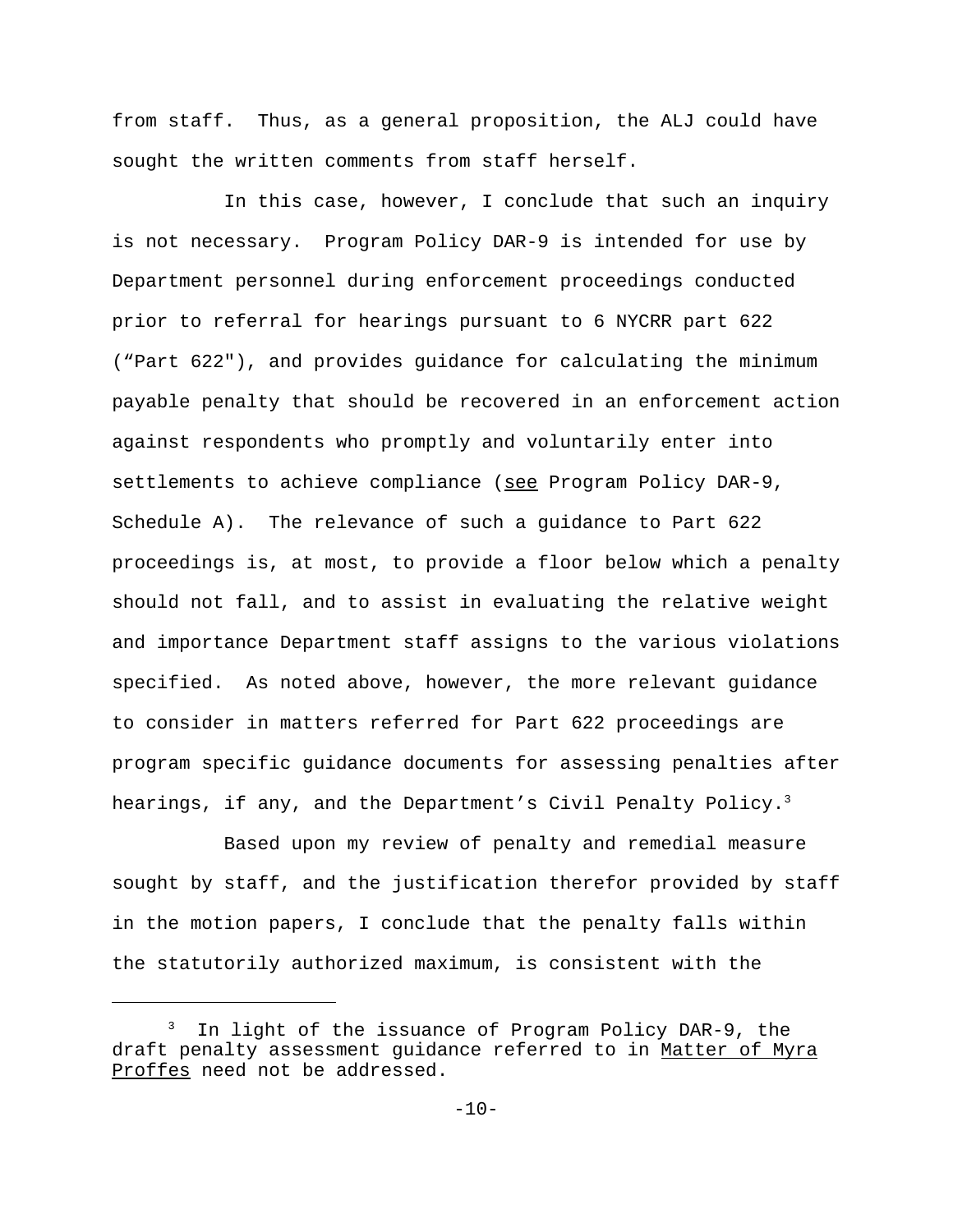from staff. Thus, as a general proposition, the ALJ could have sought the written comments from staff herself.

In this case, however, I conclude that such an inquiry is not necessary. Program Policy DAR-9 is intended for use by Department personnel during enforcement proceedings conducted prior to referral for hearings pursuant to 6 NYCRR part 622 ("Part 622"), and provides guidance for calculating the minimum payable penalty that should be recovered in an enforcement action against respondents who promptly and voluntarily enter into settlements to achieve compliance (see Program Policy DAR-9, Schedule A). The relevance of such a guidance to Part 622 proceedings is, at most, to provide a floor below which a penalty should not fall, and to assist in evaluating the relative weight and importance Department staff assigns to the various violations specified. As noted above, however, the more relevant guidance to consider in matters referred for Part 622 proceedings are program specific guidance documents for assessing penalties after hearings, if any, and the Department's Civil Penalty Policy.[3]

Based upon my review of penalty and remedial measure sought by staff, and the justification therefor provided by staff in the motion papers, I conclude that the penalty falls within the statutorily authorized maximum, is consistent with the

---

[3] In light of the issuance of Program Policy DAR-9, the draft penalty assessment guidance referred to in Matter of Myra Proffes need not be addressed.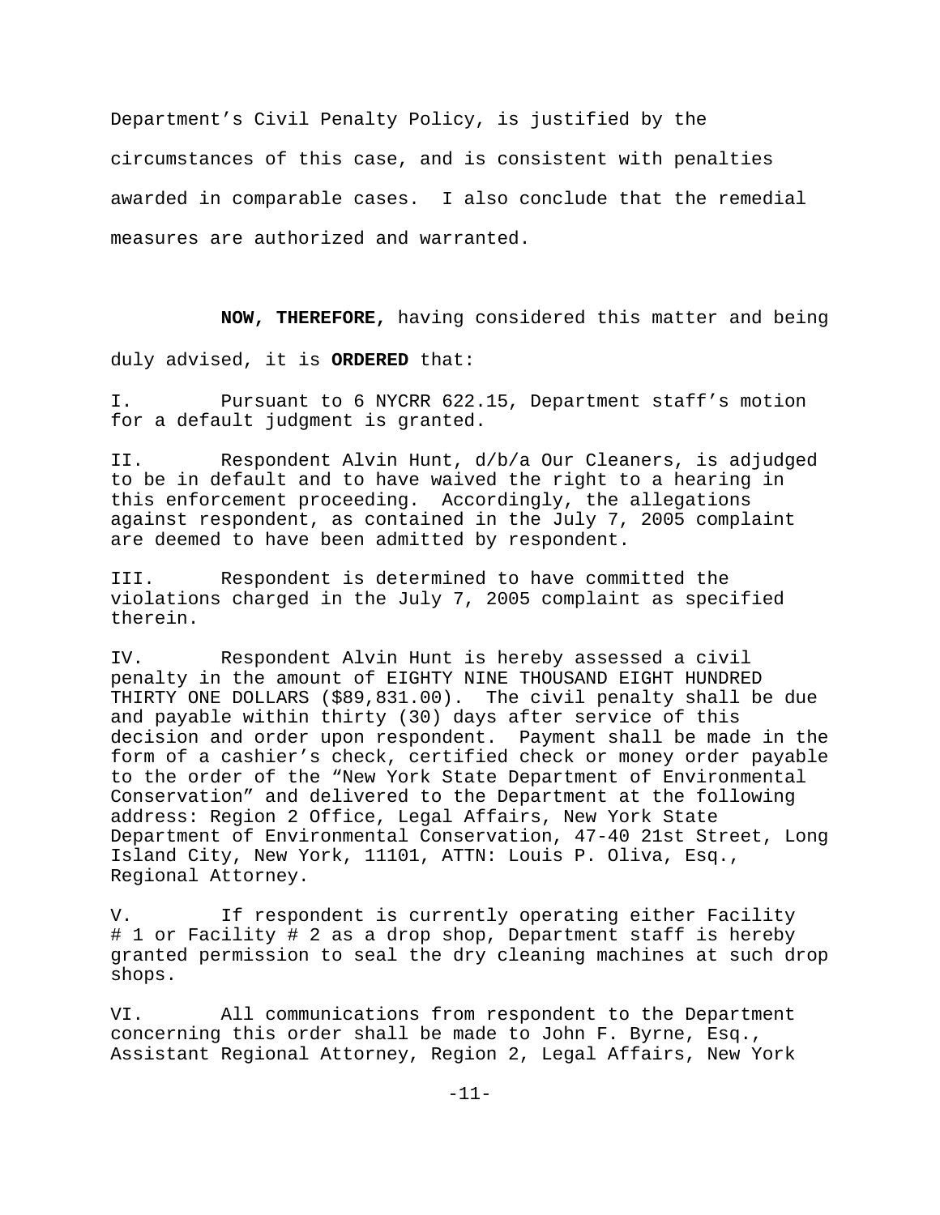Department's Civil Penalty Policy, is justified by the circumstances of this case, and is consistent with penalties awarded in comparable cases. I also conclude that the remedial measures are authorized and warranted.

**NOW, THEREFORE,** having considered this matter and being duly advised, it is **ORDERED** that:

I. Pursuant to 6 NYCRR 622.15, Department staff's motion for a default judgment is granted.

II. Respondent Alvin Hunt, d/b/a Our Cleaners, is adjudged to be in default and to have waived the right to a hearing in this enforcement proceeding. Accordingly, the allegations against respondent, as contained in the July 7, 2005 complaint are deemed to have been admitted by respondent.

III. Respondent is determined to have committed the violations charged in the July 7, 2005 complaint as specified therein.

IV. Respondent Alvin Hunt is hereby assessed a civil penalty in the amount of EIGHTY NINE THOUSAND EIGHT HUNDRED THIRTY ONE DOLLARS ($89,831.00). The civil penalty shall be due and payable within thirty (30) days after service of this decision and order upon respondent. Payment shall be made in the form of a cashier's check, certified check or money order payable to the order of the "New York State Department of Environmental Conservation" and delivered to the Department at the following address: Region 2 Office, Legal Affairs, New York State Department of Environmental Conservation, 47-40 21st Street, Long Island City, New York, 11101, ATTN: Louis P. Oliva, Esq., Regional Attorney.

V. If respondent is currently operating either Facility # 1 or Facility # 2 as a drop shop, Department staff is hereby granted permission to seal the dry cleaning machines at such drop shops.

VI. All communications from respondent to the Department concerning this order shall be made to John F. Byrne, Esq., Assistant Regional Attorney, Region 2, Legal Affairs, New York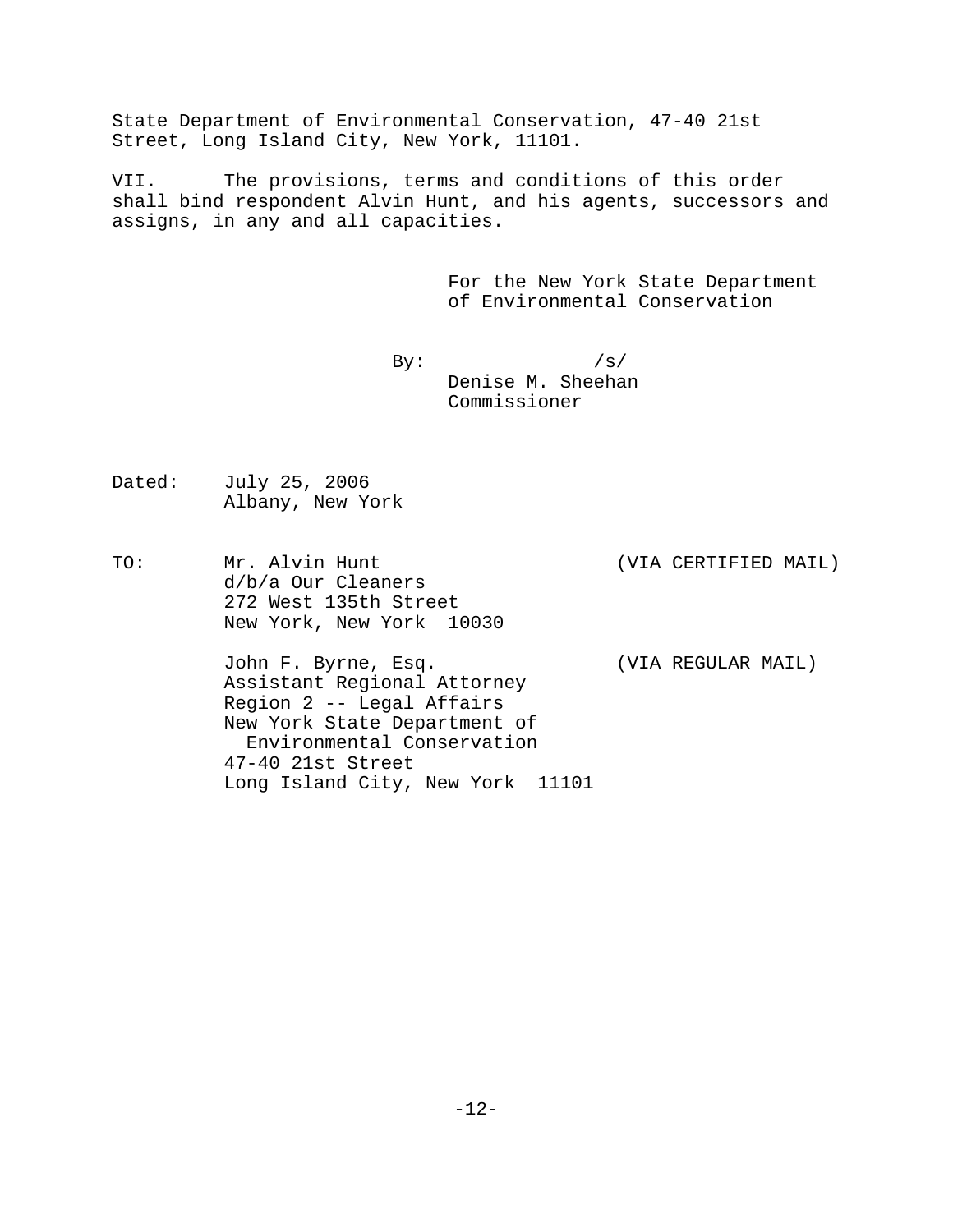State Department of Environmental Conservation, 47-40 21st Street, Long Island City, New York, 11101.

VII. The provisions, terms and conditions of this order shall bind respondent Alvin Hunt, and his agents, successors and assigns, in any and all capacities.

For the New York State Department of Environmental Conservation

By: /s/
Denise M. Sheehan
Commissioner

Dated: July 25, 2006
Albany, New York

TO: Mr. Alvin Hunt (VIA CERTIFIED MAIL)
d/b/a Our Cleaners
272 West 135th Street
New York, New York 10030

John F. Byrne, Esq. (VIA REGULAR MAIL)
Assistant Regional Attorney
Region 2 -- Legal Affairs
New York State Department of Environmental Conservation
47-40 21st Street
Long Island City, New York 11101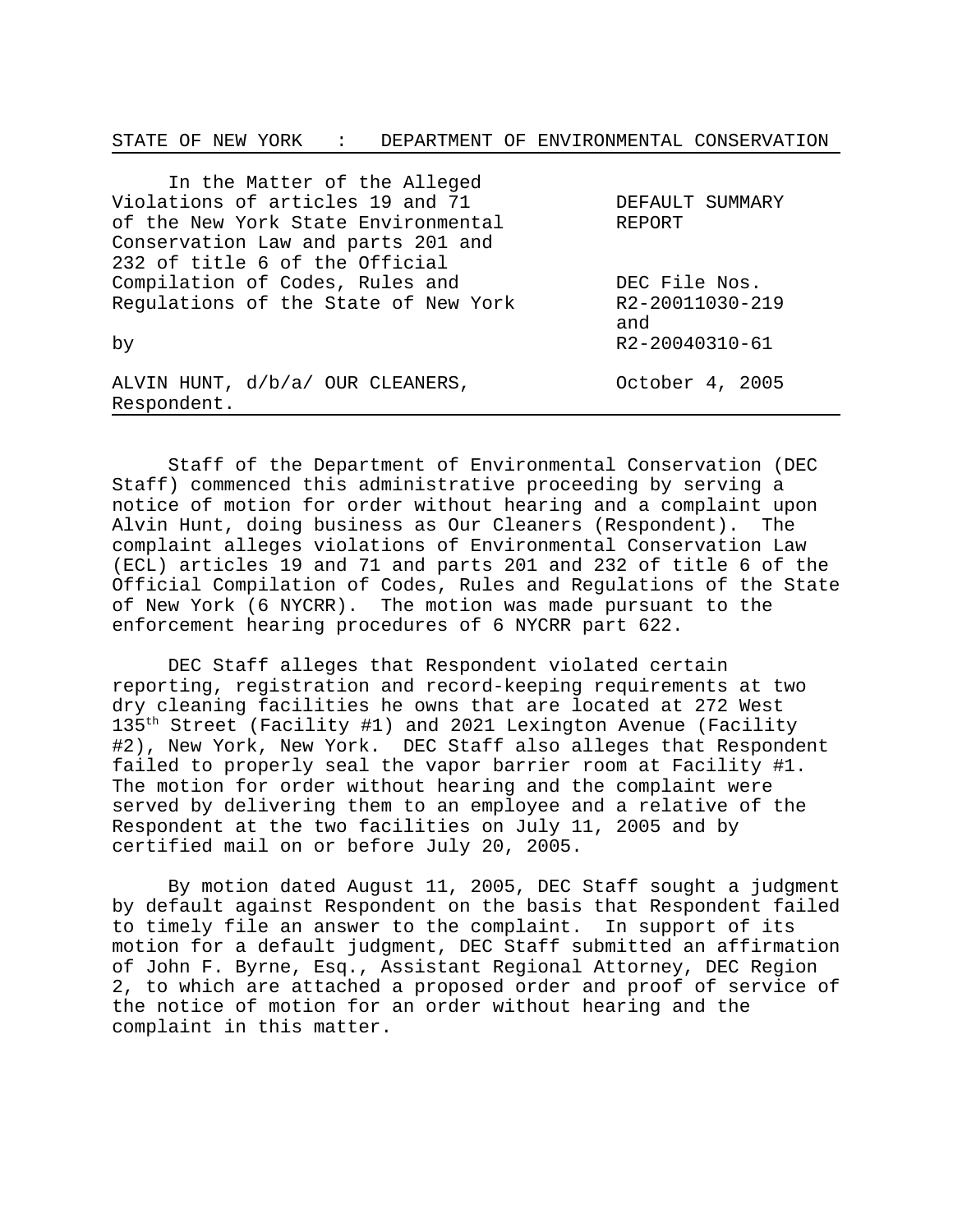STATE OF NEW YORK : DEPARTMENT OF ENVIRONMENTAL CONSERVATION

| | |
|---|---|
| In the Matter of the Alleged Violations of articles 19 and 71 of the New York State Environmental Conservation Law and parts 201 and 232 of title 6 of the Official Compilation of Codes, Rules and Regulations of the State of New York | DEFAULT SUMMARY REPORT<br><br>DEC File Nos. R2-20011030-219 and R2-20040310-61 |
| by | |
| ALVIN HUNT, d/b/a/ OUR CLEANERS, Respondent. | October 4, 2005 |

Staff of the Department of Environmental Conservation (DEC Staff) commenced this administrative proceeding by serving a notice of motion for order without hearing and a complaint upon Alvin Hunt, doing business as Our Cleaners (Respondent). The complaint alleges violations of Environmental Conservation Law (ECL) articles 19 and 71 and parts 201 and 232 of title 6 of the Official Compilation of Codes, Rules and Regulations of the State of New York (6 NYCRR). The motion was made pursuant to the enforcement hearing procedures of 6 NYCRR part 622.

DEC Staff alleges that Respondent violated certain reporting, registration and record-keeping requirements at two dry cleaning facilities he owns that are located at 272 West 135th Street (Facility #1) and 2021 Lexington Avenue (Facility #2), New York, New York. DEC Staff also alleges that Respondent failed to properly seal the vapor barrier room at Facility #1. The motion for order without hearing and the complaint were served by delivering them to an employee and a relative of the Respondent at the two facilities on July 11, 2005 and by certified mail on or before July 20, 2005.

By motion dated August 11, 2005, DEC Staff sought a judgment by default against Respondent on the basis that Respondent failed to timely file an answer to the complaint. In support of its motion for a default judgment, DEC Staff submitted an affirmation of John F. Byrne, Esq., Assistant Regional Attorney, DEC Region 2, to which are attached a proposed order and proof of service of the notice of motion for an order without hearing and the complaint in this matter.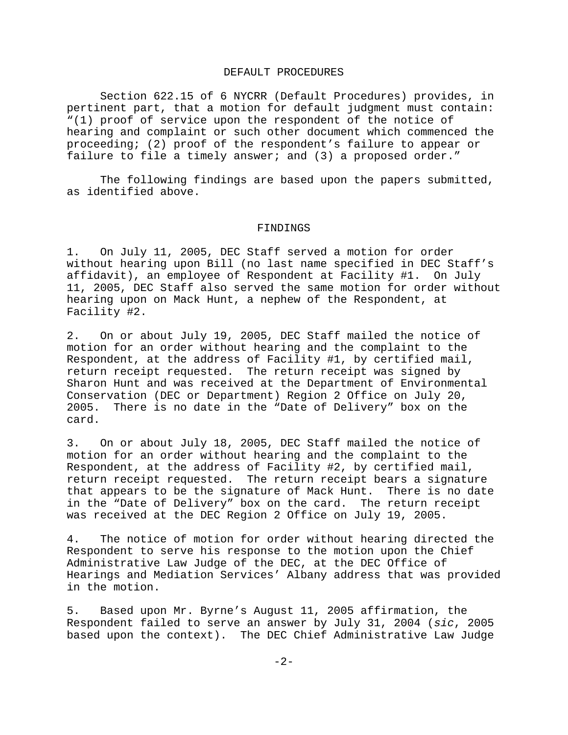## DEFAULT PROCEDURES

Section 622.15 of 6 NYCRR (Default Procedures) provides, in pertinent part, that a motion for default judgment must contain: "(1) proof of service upon the respondent of the notice of hearing and complaint or such other document which commenced the proceeding; (2) proof of the respondent's failure to appear or failure to file a timely answer; and (3) a proposed order."

The following findings are based upon the papers submitted, as identified above.

## FINDINGS

1. On July 11, 2005, DEC Staff served a motion for order without hearing upon Bill (no last name specified in DEC Staff's affidavit), an employee of Respondent at Facility #1. On July 11, 2005, DEC Staff also served the same motion for order without hearing upon on Mack Hunt, a nephew of the Respondent, at Facility #2.

2. On or about July 19, 2005, DEC Staff mailed the notice of motion for an order without hearing and the complaint to the Respondent, at the address of Facility #1, by certified mail, return receipt requested. The return receipt was signed by Sharon Hunt and was received at the Department of Environmental Conservation (DEC or Department) Region 2 Office on July 20, 2005. There is no date in the "Date of Delivery" box on the card.

3. On or about July 18, 2005, DEC Staff mailed the notice of motion for an order without hearing and the complaint to the Respondent, at the address of Facility #2, by certified mail, return receipt requested. The return receipt bears a signature that appears to be the signature of Mack Hunt. There is no date in the "Date of Delivery" box on the card. The return receipt was received at the DEC Region 2 Office on July 19, 2005.

4. The notice of motion for order without hearing directed the Respondent to serve his response to the motion upon the Chief Administrative Law Judge of the DEC, at the DEC Office of Hearings and Mediation Services' Albany address that was provided in the motion.

5. Based upon Mr. Byrne's August 11, 2005 affirmation, the Respondent failed to serve an answer by July 31, 2004 (*sic*, 2005 based upon the context). The DEC Chief Administrative Law Judge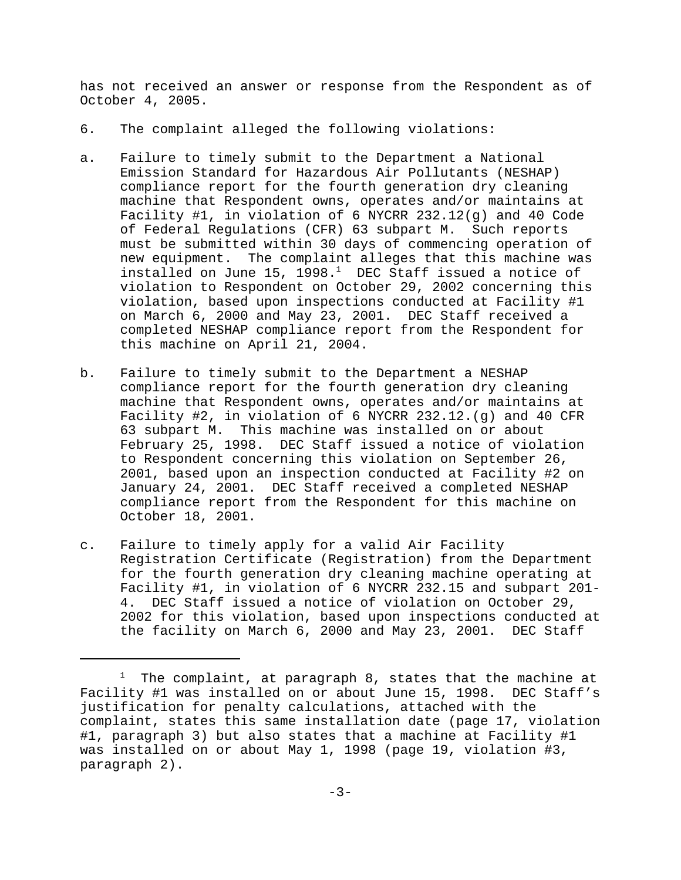has not received an answer or response from the Respondent as of October 4, 2005.

6. The complaint alleged the following violations:

a. Failure to timely submit to the Department a National Emission Standard for Hazardous Air Pollutants (NESHAP) compliance report for the fourth generation dry cleaning machine that Respondent owns, operates and/or maintains at Facility #1, in violation of 6 NYCRR 232.12(g) and 40 Code of Federal Regulations (CFR) 63 subpart M. Such reports must be submitted within 30 days of commencing operation of new equipment. The complaint alleges that this machine was installed on June 15, 1998.[1] DEC Staff issued a notice of violation to Respondent on October 29, 2002 concerning this violation, based upon inspections conducted at Facility #1 on March 6, 2000 and May 23, 2001. DEC Staff received a completed NESHAP compliance report from the Respondent for this machine on April 21, 2004.

b. Failure to timely submit to the Department a NESHAP compliance report for the fourth generation dry cleaning machine that Respondent owns, operates and/or maintains at Facility #2, in violation of 6 NYCRR 232.12.(g) and 40 CFR 63 subpart M. This machine was installed on or about February 25, 1998. DEC Staff issued a notice of violation to Respondent concerning this violation on September 26, 2001, based upon an inspection conducted at Facility #2 on January 24, 2001. DEC Staff received a completed NESHAP compliance report from the Respondent for this machine on October 18, 2001.

c. Failure to timely apply for a valid Air Facility Registration Certificate (Registration) from the Department for the fourth generation dry cleaning machine operating at Facility #1, in violation of 6 NYCRR 232.15 and subpart 201-4. DEC Staff issued a notice of violation on October 29, 2002 for this violation, based upon inspections conducted at the facility on March 6, 2000 and May 23, 2001. DEC Staff

---

[1] The complaint, at paragraph 8, states that the machine at Facility #1 was installed on or about June 15, 1998. DEC Staff's justification for penalty calculations, attached with the complaint, states this same installation date (page 17, violation #1, paragraph 3) but also states that a machine at Facility #1 was installed on or about May 1, 1998 (page 19, violation #3, paragraph 2).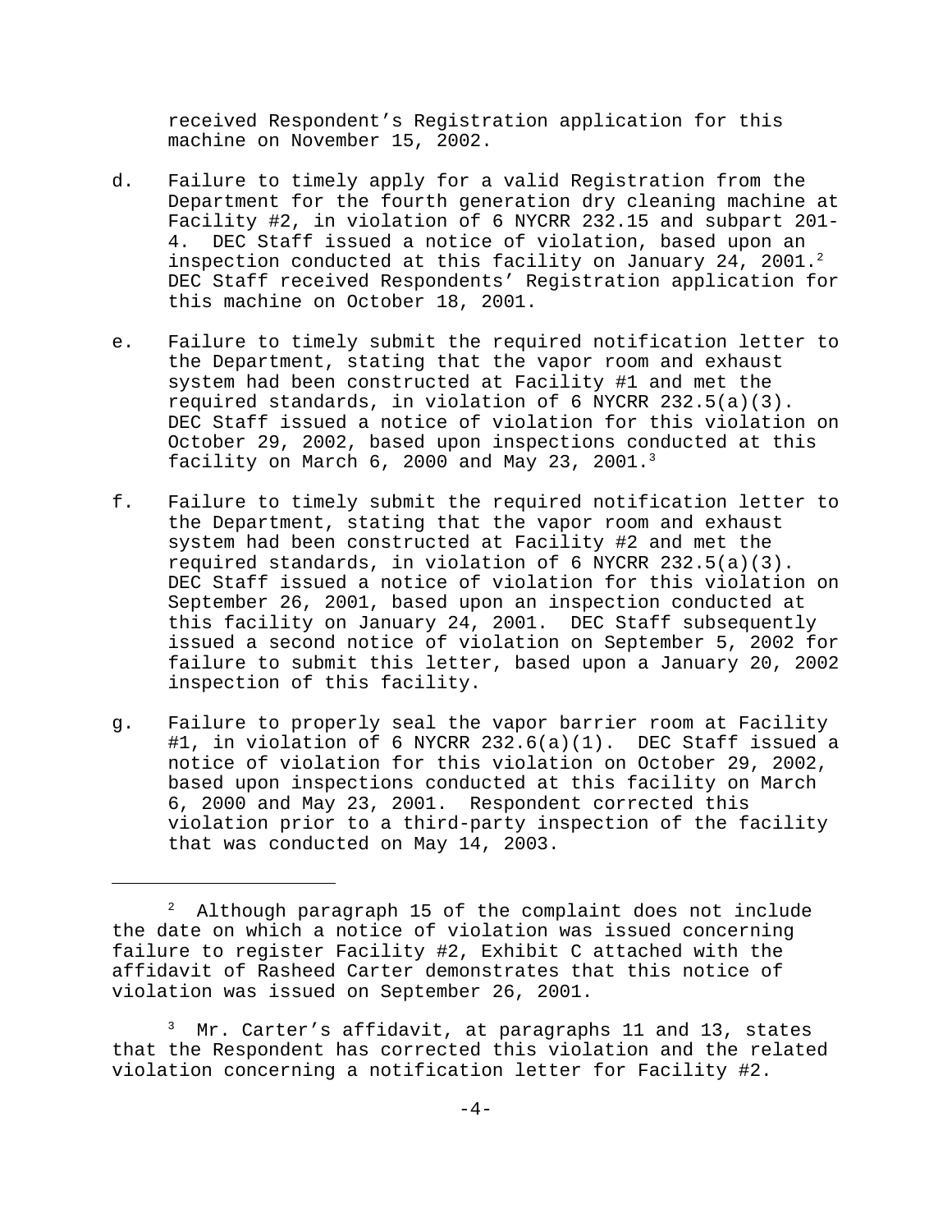received Respondent's Registration application for this machine on November 15, 2002.

d. Failure to timely apply for a valid Registration from the Department for the fourth generation dry cleaning machine at Facility #2, in violation of 6 NYCRR 232.15 and subpart 201-4. DEC Staff issued a notice of violation, based upon an inspection conducted at this facility on January 24, 2001.[2] DEC Staff received Respondents' Registration application for this machine on October 18, 2001.

e. Failure to timely submit the required notification letter to the Department, stating that the vapor room and exhaust system had been constructed at Facility #1 and met the required standards, in violation of 6 NYCRR 232.5(a)(3). DEC Staff issued a notice of violation for this violation on October 29, 2002, based upon inspections conducted at this facility on March 6, 2000 and May 23, 2001.[3]

f. Failure to timely submit the required notification letter to the Department, stating that the vapor room and exhaust system had been constructed at Facility #2 and met the required standards, in violation of 6 NYCRR 232.5(a)(3). DEC Staff issued a notice of violation for this violation on September 26, 2001, based upon an inspection conducted at this facility on January 24, 2001. DEC Staff subsequently issued a second notice of violation on September 5, 2002 for failure to submit this letter, based upon a January 20, 2002 inspection of this facility.

g. Failure to properly seal the vapor barrier room at Facility #1, in violation of 6 NYCRR 232.6(a)(1). DEC Staff issued a notice of violation for this violation on October 29, 2002, based upon inspections conducted at this facility on March 6, 2000 and May 23, 2001. Respondent corrected this violation prior to a third-party inspection of the facility that was conducted on May 14, 2003.

---

[2] Although paragraph 15 of the complaint does not include the date on which a notice of violation was issued concerning failure to register Facility #2, Exhibit C attached with the affidavit of Rasheed Carter demonstrates that this notice of violation was issued on September 26, 2001.

[3] Mr. Carter's affidavit, at paragraphs 11 and 13, states that the Respondent has corrected this violation and the related violation concerning a notification letter for Facility #2.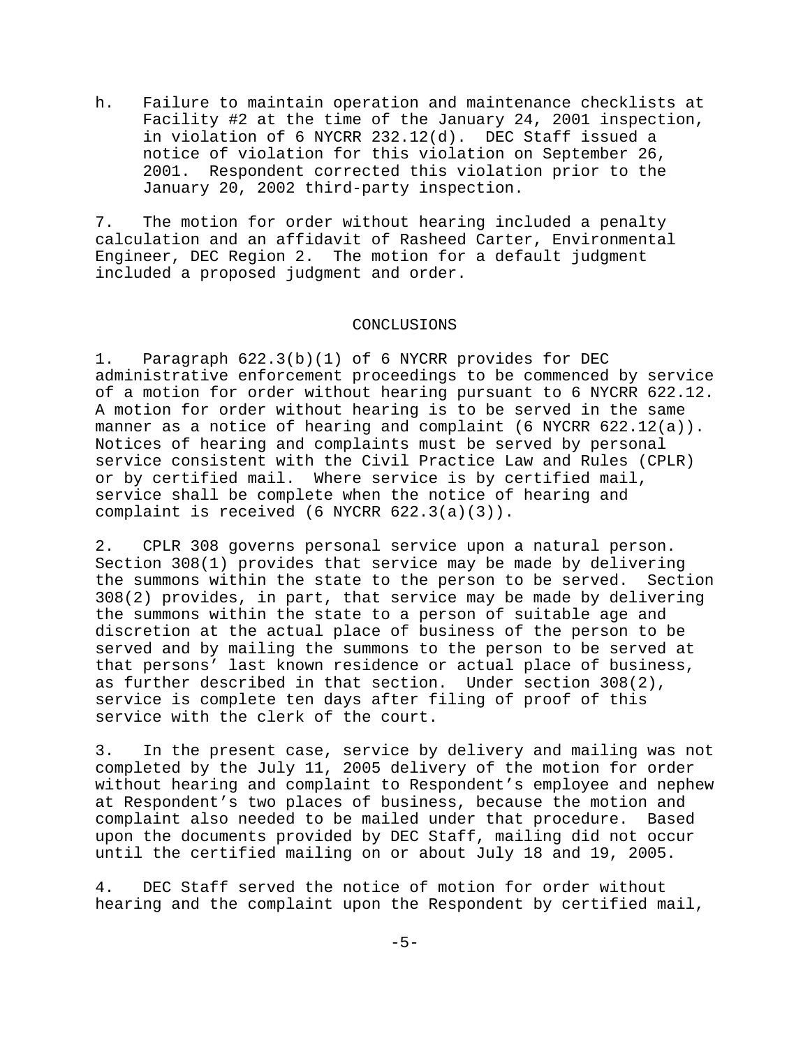h. Failure to maintain operation and maintenance checklists at Facility #2 at the time of the January 24, 2001 inspection, in violation of 6 NYCRR 232.12(d). DEC Staff issued a notice of violation for this violation on September 26, 2001. Respondent corrected this violation prior to the January 20, 2002 third-party inspection.

7. The motion for order without hearing included a penalty calculation and an affidavit of Rasheed Carter, Environmental Engineer, DEC Region 2. The motion for a default judgment included a proposed judgment and order.

## CONCLUSIONS

1. Paragraph 622.3(b)(1) of 6 NYCRR provides for DEC administrative enforcement proceedings to be commenced by service of a motion for order without hearing pursuant to 6 NYCRR 622.12. A motion for order without hearing is to be served in the same manner as a notice of hearing and complaint (6 NYCRR 622.12(a)). Notices of hearing and complaints must be served by personal service consistent with the Civil Practice Law and Rules (CPLR) or by certified mail. Where service is by certified mail, service shall be complete when the notice of hearing and complaint is received (6 NYCRR 622.3(a)(3)).

2. CPLR 308 governs personal service upon a natural person. Section 308(1) provides that service may be made by delivering the summons within the state to the person to be served. Section 308(2) provides, in part, that service may be made by delivering the summons within the state to a person of suitable age and discretion at the actual place of business of the person to be served and by mailing the summons to the person to be served at that persons' last known residence or actual place of business, as further described in that section. Under section 308(2), service is complete ten days after filing of proof of this service with the clerk of the court.

3. In the present case, service by delivery and mailing was not completed by the July 11, 2005 delivery of the motion for order without hearing and complaint to Respondent's employee and nephew at Respondent's two places of business, because the motion and complaint also needed to be mailed under that procedure. Based upon the documents provided by DEC Staff, mailing did not occur until the certified mailing on or about July 18 and 19, 2005.

4. DEC Staff served the notice of motion for order without hearing and the complaint upon the Respondent by certified mail,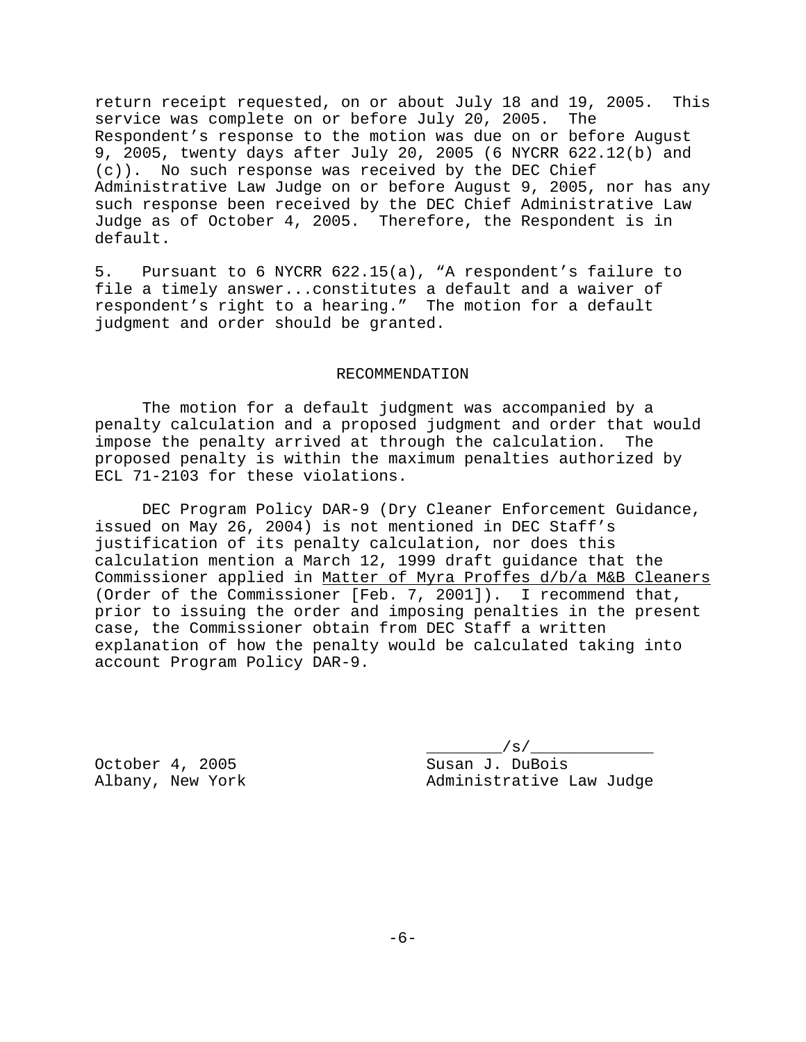return receipt requested, on or about July 18 and 19, 2005. This service was complete on or before July 20, 2005. The Respondent's response to the motion was due on or before August 9, 2005, twenty days after July 20, 2005 (6 NYCRR 622.12(b) and (c)). No such response was received by the DEC Chief Administrative Law Judge on or before August 9, 2005, nor has any such response been received by the DEC Chief Administrative Law Judge as of October 4, 2005. Therefore, the Respondent is in default.

5. Pursuant to 6 NYCRR 622.15(a), "A respondent's failure to file a timely answer...constitutes a default and a waiver of respondent's right to a hearing." The motion for a default judgment and order should be granted.

## RECOMMENDATION

The motion for a default judgment was accompanied by a penalty calculation and a proposed judgment and order that would impose the penalty arrived at through the calculation. The proposed penalty is within the maximum penalties authorized by ECL 71-2103 for these violations.

DEC Program Policy DAR-9 (Dry Cleaner Enforcement Guidance, issued on May 26, 2004) is not mentioned in DEC Staff's justification of its penalty calculation, nor does this calculation mention a March 12, 1999 draft guidance that the Commissioner applied in Matter of Myra Proffes d/b/a M&B Cleaners (Order of the Commissioner [Feb. 7, 2001]). I recommend that, prior to issuing the order and imposing penalties in the present case, the Commissioner obtain from DEC Staff a written explanation of how the penalty would be calculated taking into account Program Policy DAR-9.

October 4, 2005
Albany, New York

________/s/_____________
Susan J. DuBois
Administrative Law Judge